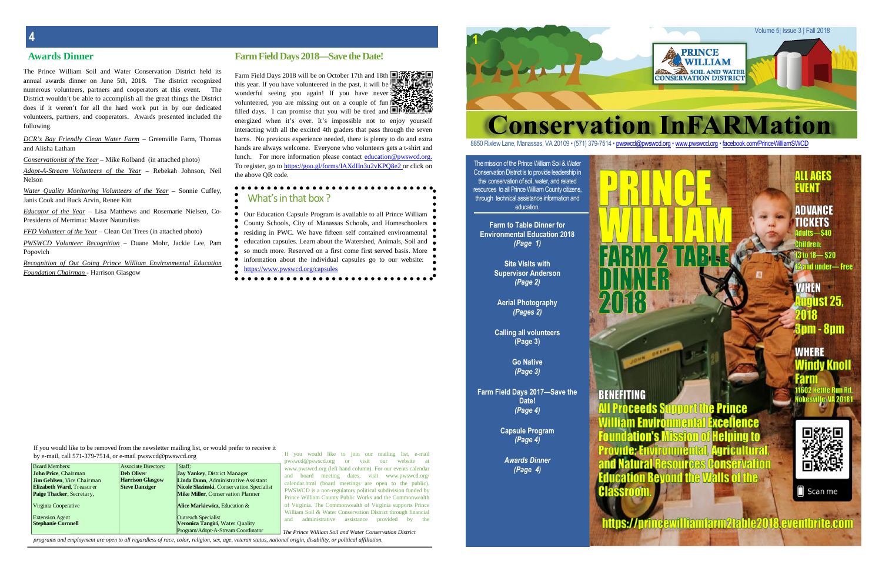## Awards Dinner

The Prince William Soil and Water Conservation District held its annual awards dinner on June 5th, 2018. The district recognized numerous volunteers, partners and cooperators at this event. The District wouldn't be able to accomplish all the great things the District does if it weren't for all the hard work put in by our dedicated volunteers, partners, and cooperators. Awards presented included the following.

*DCR's Bay Friendly Clean Water Farm* – Greenville Farm, Thomas and Alisha Latham

*Conservationist of the Year* – Mike Rolband (in attached photo)

*Adopt-A-Stream Volunteers of the Year* – Rebekah Johnson, Neil Nelson

*Water Quality Monitoring Volunteers of the Year* – Sonnie Cuffey, Janis Cook and Buck Arvin, Renee Kitt

*Educator of the Year* – Lisa Matthews and Rosemarie Nielsen, Co-Presidents of Merrimac Master Naturalists

*FFD Volunteer of the Year* – Clean Cut Trees (in attached photo)

*PWSWCD Volunteer Recognition* – Duane Mohr, Jackie Lee, Pam Popovich

*Recognition of Out Going Prince William Environmental Education Foundation Chairman* - Harrison Glasgow

## Farm Field Days 2018—Save the Date!

Farm Field Days 2018 will be on October 17th and 18th this year. If you have volunteered in the past, it will be wonderful seeing you again! If you have never volunteered, you are missing out on a couple of fun filled days. I can promise that you will be tired and energized when it's over. It's impossible not to enjoy yourself interacting with all the excited 4th graders that pass through the seven barns. No previous experience needed, there is plenty to do and extra hands are always welcome. Everyone who volunteers gets a t-shirt and lunch. For more information please contact education@pwswcd.org. To register, go to https://goo.gl/forms/IAXdIIn3u2vKPQ8e2 or click on the above QR code.

### What's in that box ?

Our Education Capsule Program is available to all Prince William County Schools, City of Manassas Schools, and Homeschoolers residing in PWC. We have fifteen self contained environmental education capsules. Learn about the Watershed, Animals, Soil and so much more. Reserved on a first come first served basis. More information about the individual capsules go to our website: https://www.pwswcd.org/capsules

If you would like to be removed from the newsletter mailing list, or would prefer to receive it by e-mail, call 571-379-7514, or e-mail pwswcd@pwswcd.org

| Board Members: | Associate Directors: | Staff: |
|---|---|---|
| **John Price**, Chairman<br>**Jim Gehlsen**, Vice Chairman<br>**Elizabeth Ward**, Treasurer<br>**Paige Thacker**, Secretary,<br>Virginia Cooperative<br>Extension Agent<br>**Stephanie Cornell** | **Deb Oliver**<br>**Harrison Glasgow**<br>**Steve Danziger** | **Jay Yankey**, District Manager<br>**Linda Dunn**, Administrative Assistant<br>**Nicole Slazinski**, Conservation Specialist<br>**Mike Miller**, Conservation Planner<br>**Alice Markiewicz**, Education &<br>Outreach Specialist<br>**Veronica Tangiri**, Water Quality Program/Adopt-A-Stream Coordinator |

If you would like to join our mailing list, e-mail pwswcd@pswscd.org or visit our website at www.pwswcd.org (left hand column). For our events calendar and board meeting dates, visit www.pwswcd.org/calendar.html (board meetings are open to the public). PWSWCD is a non-regulatory political subdivision funded by Prince William County Public Works and the Commonwealth of Virginia. The Commonwealth of Virginia supports Prince William Soil & Water Conservation District through financial and administrative assistance provided by the

*The Prince William Soil and Water Conservation District programs and employment are open to all regardless of race, color, religion, sex, age, veteran status, national origin, disability, or political affiliation.*

Volume 5| Issue 3 | Fall 2018

PRINCE WILLIAM SOIL AND WATER CONSERVATION DISTRICT

# Conservation InFARMation

8850 Rixlew Lane, Manassas, VA 20109 • (571) 379-7514 • pwswcd@pwswcd.org • www.pwswcd.org • facebook.com/PrinceWilliamSWCD

The mission of the Prince William Soil & Water Conservation District is to provide leadership in the conservation of soil, water, and related resources to all Prince William County citizens, through technical assistance information and education.

**Farm to Table Dinner for Environmental Education 2018** *(Page 1)*

**Site Visits with Supervisor Anderson** *(Page 2)*

**Aerial Photography** *(Pages 2)*

**Calling all volunteers** (Page 3)

**Go Native** *(Page 3)*

**Farm Field Days 2017—Save the Date!** *(Page 4)*

**Capsule Program** *(Page 4)*

***Awards Dinner*** *(Page 4)*

# PRINCE WILLIAM FARM 2 TABLE DINNER 2018

ALL AGES EVENT

ADVANCE TICKETS
Adults—$40
Children:
13 to 18—$20
12 and under—Free

WHEN
August 25, 2018
3pm - 8pm

WHERE
Windy Knoll Farm
11602 Kettle Run Rd.
Nokesville, VA 20181

BENEFITING
All Proceeds Support the Prince William Environmental Excellence Foundation's Mission of Helping to Provide: Environmental, Agricultural, and Natural Resources Conservation Education Beyond the Walls of the Classroom.

Scan me

https://princewilliamfarm2table2018.eventbrite.com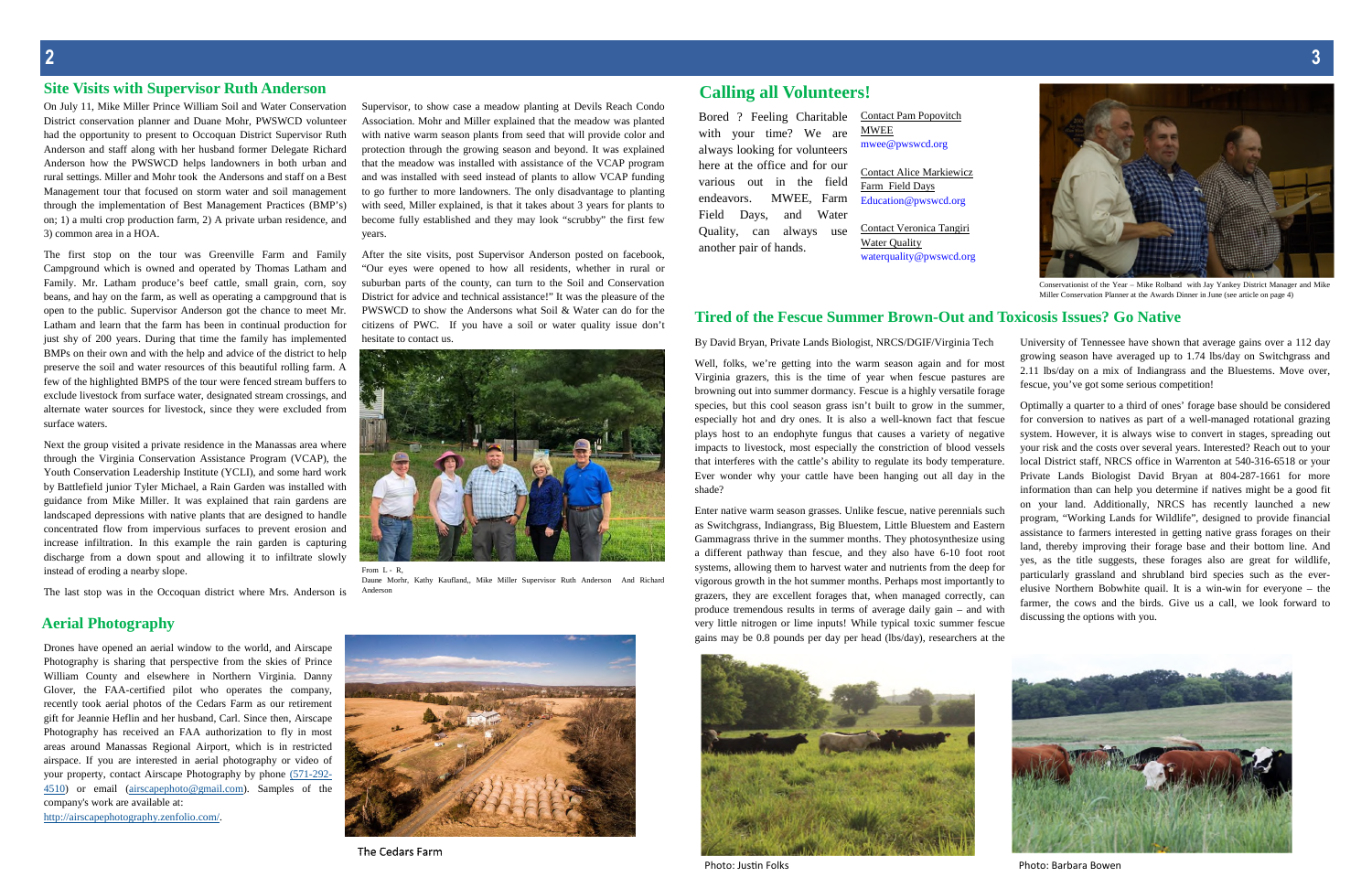## Site Visits with Supervisor Ruth Anderson

On July 11, Mike Miller Prince William Soil and Water Conservation District conservation planner and Duane Mohr, PWSWCD volunteer had the opportunity to present to Occoquan District Supervisor Ruth Anderson and staff along with her husband former Delegate Richard Anderson how the PWSWCD helps landowners in both urban and rural settings. Miller and Mohr took the Andersons and staff on a Best Management tour that focused on storm water and soil management through the implementation of Best Management Practices (BMP's) on; 1) a multi crop production farm, 2) A private urban residence, and 3) common area in a HOA.

The first stop on the tour was Greenville Farm and Family Campground which is owned and operated by Thomas Latham and Family. Mr. Latham produce's beef cattle, small grain, corn, soy beans, and hay on the farm, as well as operating a campground that is open to the public. Supervisor Anderson got the chance to meet Mr. Latham and learn that the farm has been in continual production for just shy of 200 years. During that time the family has implemented BMPs on their own and with the help and advice of the district to help preserve the soil and water resources of this beautiful rolling farm. A few of the highlighted BMPS of the tour were fenced stream buffers to exclude livestock from surface water, designated stream crossings, and alternate water sources for livestock, since they were excluded from surface waters.

Next the group visited a private residence in the Manassas area where through the Virginia Conservation Assistance Program (VCAP), the Youth Conservation Leadership Institute (YCLI), and some hard work by Battlefield junior Tyler Michael, a Rain Garden was installed with guidance from Mike Miller. It was explained that rain gardens are landscaped depressions with native plants that are designed to handle concentrated flow from impervious surfaces to prevent erosion and increase infiltration. In this example the rain garden is capturing discharge from a down spout and allowing it to infiltrate slowly instead of eroding a nearby slope.

The last stop was in the Occoquan district where Mrs. Anderson is Supervisor, to show case a meadow planting at Devils Reach Condo Association. Mohr and Miller explained that the meadow was planted with native warm season plants from seed that will provide color and protection through the growing season and beyond. It was explained that the meadow was installed with assistance of the VCAP program and was installed with seed instead of plants to allow VCAP funding to go further to more landowners. The only disadvantage to planting with seed, Miller explained, is that it takes about 3 years for plants to become fully established and they may look "scrubby" the first few years.

After the site visits, post Supervisor Anderson posted on facebook, "Our eyes were opened to how all residents, whether in rural or suburban parts of the county, can turn to the Soil and Conservation District for advice and technical assistance!" It was the pleasure of the PWSWCD to show the Andersons what Soil & Water can do for the citizens of PWC. If you have a soil or water quality issue don't hesitate to contact us.

From L - R,
Daune Morhr, Kathy Kaufland,, Mike Miller Supervisor Ruth Anderson And Richard Anderson

## Aerial Photography

Drones have opened an aerial window to the world, and Airscape Photography is sharing that perspective from the skies of Prince William County and elsewhere in Northern Virginia. Danny Glover, the FAA-certified pilot who operates the company, recently took aerial photos of the Cedars Farm as our retirement gift for Jeannie Heflin and her husband, Carl. Since then, Airscape Photography has received an FAA authorization to fly in most areas around Manassas Regional Airport, which is in restricted airspace. If you are interested in aerial photography or video of your property, contact Airscape Photography by phone (571-292-4510) or email (airscapephoto@gmail.com). Samples of the company's work are available at:
http://airscapephotography.zenfolio.com/.

The Cedars Farm

## Calling all Volunteers!

Bored ? Feeling Charitable with your time? We are always looking for volunteers here at the office and for our various out in the field endeavors. MWEE, Farm Field Days, and Water Quality, can always use another pair of hands.

Contact Pam Popovitch
MWEE
mwee@pwswcd.org

Contact Alice Markiewicz
Farm Field Days
Education@pwswcd.org

Contact Veronica Tangiri
Water Quality
waterquality@pwswcd.org

Conservationist of the Year – Mike Rolband with Jay Yankey District Manager and Mike Miller Conservation Planner at the Awards Dinner in June (see article on page 4)

## Tired of the Fescue Summer Brown-Out and Toxicosis Issues? Go Native

By David Bryan, Private Lands Biologist, NRCS/DGIF/Virginia Tech

Well, folks, we're getting into the warm season again and for most Virginia grazers, this is the time of year when fescue pastures are browning out into summer dormancy. Fescue is a highly versatile forage species, but this cool season grass isn't built to grow in the summer, especially hot and dry ones. It is also a well-known fact that fescue plays host to an endophyte fungus that causes a variety of negative impacts to livestock, most especially the constriction of blood vessels that interferes with the cattle's ability to regulate its body temperature. Ever wonder why your cattle have been hanging out all day in the shade?

Enter native warm season grasses. Unlike fescue, native perennials such as Switchgrass, Indiangrass, Big Bluestem, Little Bluestem and Eastern Gammagrass thrive in the summer months. They photosynthesize using a different pathway than fescue, and they also have 6-10 foot root systems, allowing them to harvest water and nutrients from the deep for vigorous growth in the hot summer months. Perhaps most importantly to grazers, they are excellent forages that, when managed correctly, can produce tremendous results in terms of average daily gain – and with very little nitrogen or lime inputs! While typical toxic summer fescue gains may be 0.8 pounds per day per head (lbs/day), researchers at the University of Tennessee have shown that average gains over a 112 day growing season have averaged up to 1.74 lbs/day on Switchgrass and 2.11 lbs/day on a mix of Indiangrass and the Bluestems. Move over, fescue, you've got some serious competition!

Optimally a quarter to a third of ones' forage base should be considered for conversion to natives as part of a well-managed rotational grazing system. However, it is always wise to convert in stages, spreading out your risk and the costs over several years. Interested? Reach out to your local District staff, NRCS office in Warrenton at 540-316-6518 or your Private Lands Biologist David Bryan at 804-287-1661 for more information than can help you determine if natives might be a good fit on your land. Additionally, NRCS has recently launched a new program, "Working Lands for Wildlife", designed to provide financial assistance to farmers interested in getting native grass forages on their land, thereby improving their forage base and their bottom line. And yes, as the title suggests, these forages also are great for wildlife, particularly grassland and shrubland bird species such as the ever-elusive Northern Bobwhite quail. It is a win-win for everyone – the farmer, the cows and the birds. Give us a call, we look forward to discussing the options with you.

Photo: Justin Folks

Photo: Barbara Bowen